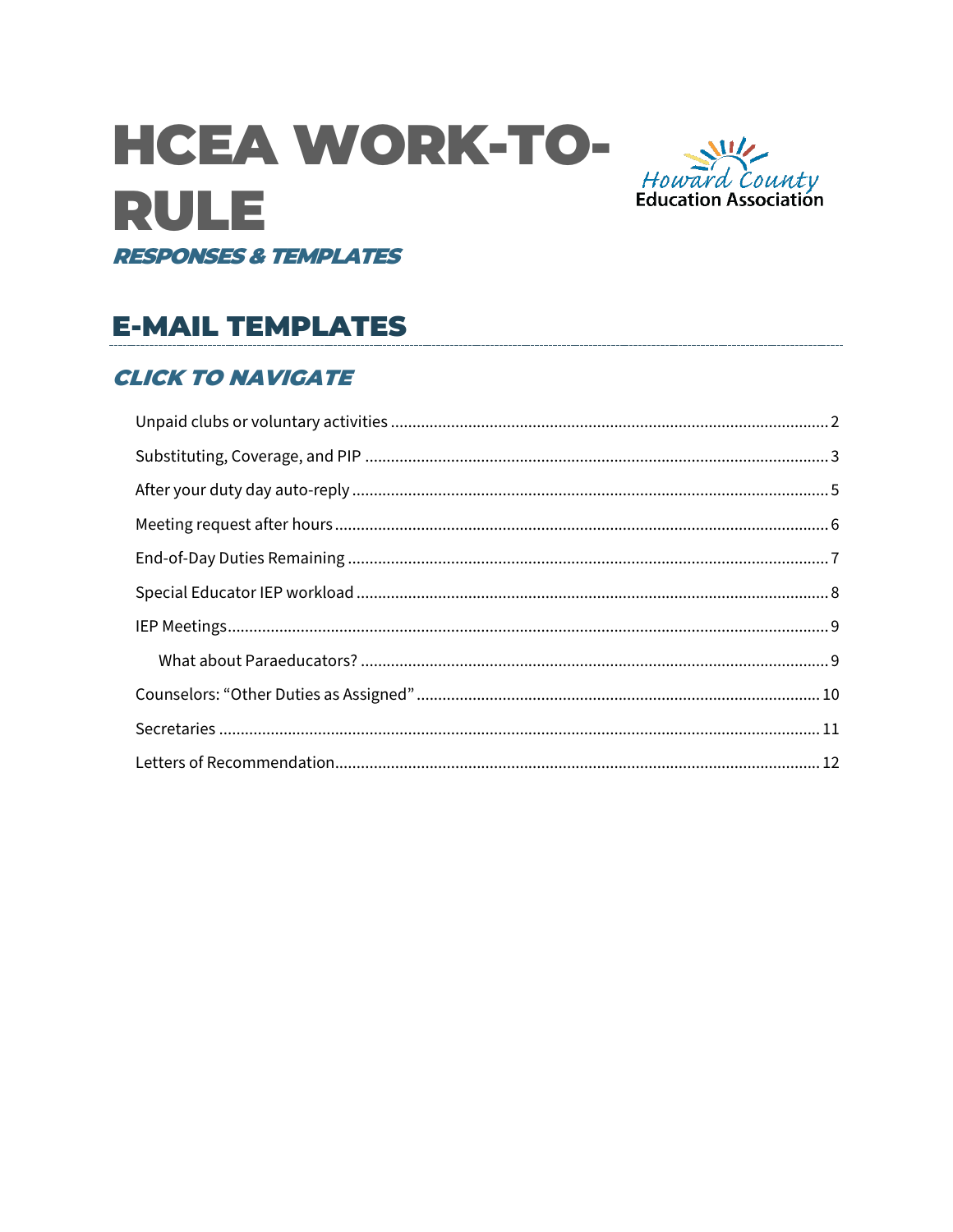# HCEA WORK-TO-RULE

Howard County Education Association

***RESPONSES & TEMPLATES***

## E-MAIL TEMPLATES

### *CLICK TO NAVIGATE*

Unpaid clubs or voluntary activities ........ 2

Substituting, Coverage, and PIP ........ 3

After your duty day auto-reply ........ 5

Meeting request after hours ........ 6

End-of-Day Duties Remaining ........ 7

Special Educator IEP workload ........ 8

IEP Meetings ........ 9

- What about Paraeducators? ........ 9

Counselors: “Other Duties as Assigned” ........ 10

Secretaries ........ 11

Letters of Recommendation ........ 12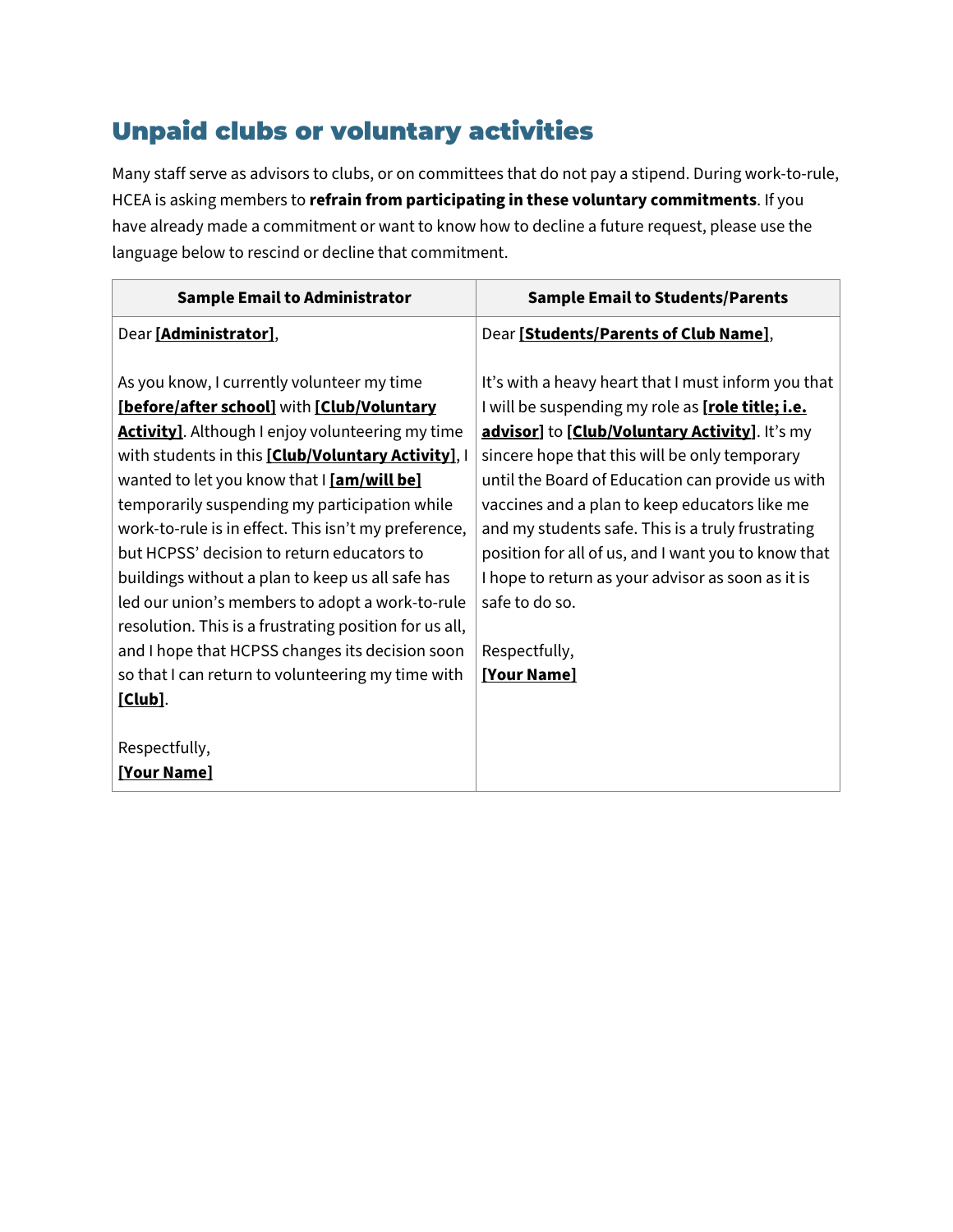## Unpaid clubs or voluntary activities

Many staff serve as advisors to clubs, or on committees that do not pay a stipend. During work-to-rule, HCEA is asking members to **refrain from participating in these voluntary commitments**. If you have already made a commitment or want to know how to decline a future request, please use the language below to rescind or decline that commitment.

| Sample Email to Administrator | Sample Email to Students/Parents |
|---|---|
| Dear **[Administrator]**,<br><br>As you know, I currently volunteer my time **[before/after school]** with **[Club/Voluntary Activity]**. Although I enjoy volunteering my time with students in this **[Club/Voluntary Activity]**, I wanted to let you know that I **[am/will be]** temporarily suspending my participation while work-to-rule is in effect. This isn't my preference, but HCPSS' decision to return educators to buildings without a plan to keep us all safe has led our union's members to adopt a work-to-rule resolution. This is a frustrating position for us all, and I hope that HCPSS changes its decision soon so that I can return to volunteering my time with **[Club]**.<br><br>Respectfully,<br>**[Your Name]** | Dear **[Students/Parents of Club Name]**,<br><br>It's with a heavy heart that I must inform you that I will be suspending my role as **[role title; i.e. advisor]** to **[Club/Voluntary Activity]**. It's my sincere hope that this will be only temporary until the Board of Education can provide us with vaccines and a plan to keep educators like me and my students safe. This is a truly frustrating position for all of us, and I want you to know that I hope to return as your advisor as soon as it is safe to do so.<br><br>Respectfully,<br>**[Your Name]** |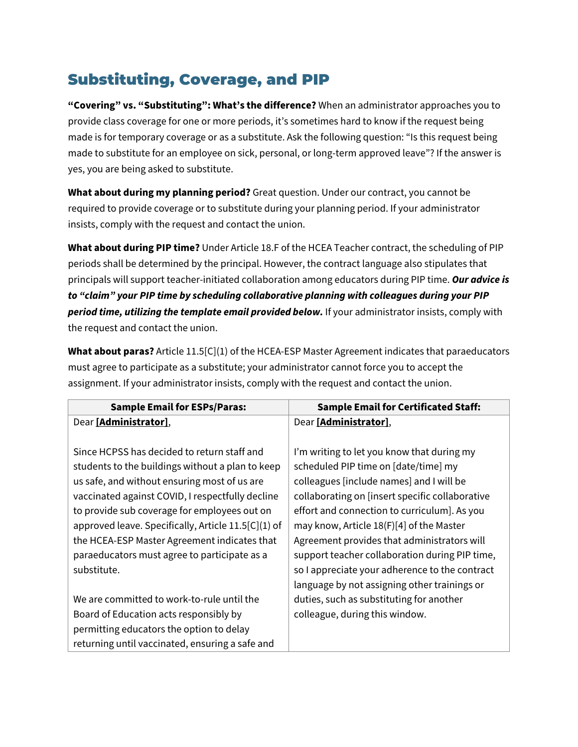## Substituting, Coverage, and PIP

**"Covering" vs. "Substituting": What's the difference?** When an administrator approaches you to provide class coverage for one or more periods, it's sometimes hard to know if the request being made is for temporary coverage or as a substitute. Ask the following question: "Is this request being made to substitute for an employee on sick, personal, or long-term approved leave"? If the answer is yes, you are being asked to substitute.

**What about during my planning period?** Great question. Under our contract, you cannot be required to provide coverage or to substitute during your planning period. If your administrator insists, comply with the request and contact the union.

**What about during PIP time?** Under Article 18.F of the HCEA Teacher contract, the scheduling of PIP periods shall be determined by the principal. However, the contract language also stipulates that principals will support teacher-initiated collaboration among educators during PIP time. ***Our advice is to "claim" your PIP time by scheduling collaborative planning with colleagues during your PIP period time, utilizing the template email provided below.*** If your administrator insists, comply with the request and contact the union.

**What about paras?** Article 11.5[C](1) of the HCEA-ESP Master Agreement indicates that paraeducators must agree to participate as a substitute; your administrator cannot force you to accept the assignment. If your administrator insists, comply with the request and contact the union.

| Sample Email for ESPs/Paras: | Sample Email for Certificated Staff: |
|---|---|
| Dear **[Administrator]**,<br><br>Since HCPSS has decided to return staff and students to the buildings without a plan to keep us safe, and without ensuring most of us are vaccinated against COVID, I respectfully decline to provide sub coverage for employees out on approved leave. Specifically, Article 11.5[C](1) of the HCEA-ESP Master Agreement indicates that paraeducators must agree to participate as a substitute.<br><br>We are committed to work-to-rule until the Board of Education acts responsibly by permitting educators the option to delay returning until vaccinated, ensuring a safe and | Dear **[Administrator]**,<br><br>I'm writing to let you know that during my scheduled PIP time on [date/time] my colleagues [include names] and I will be collaborating on [insert specific collaborative effort and connection to curriculum]. As you may know, Article 18(F)[4] of the Master Agreement provides that administrators will support teacher collaboration during PIP time, so I appreciate your adherence to the contract language by not assigning other trainings or duties, such as substituting for another colleague, during this window. |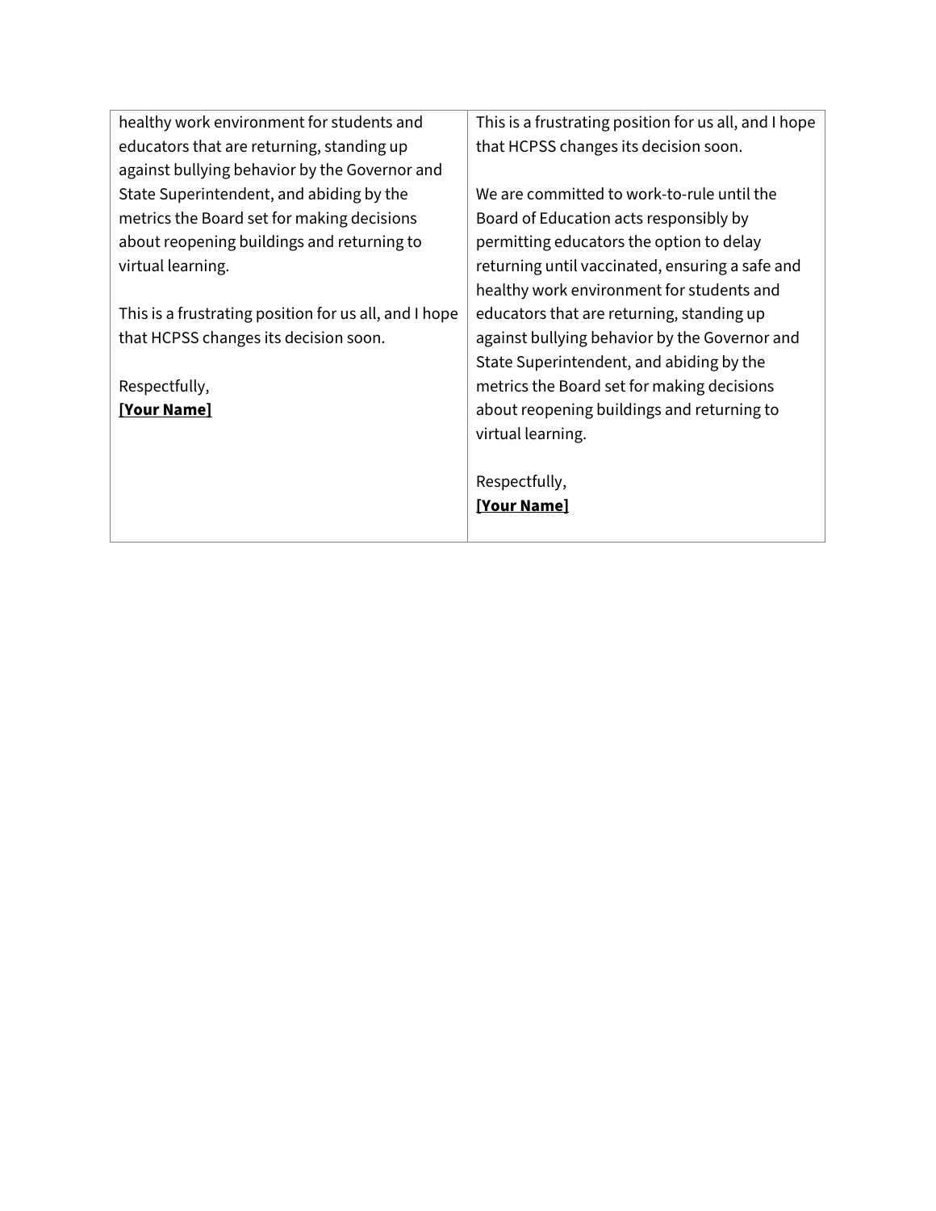| | |
|---|---|
| healthy work environment for students and educators that are returning, standing up against bullying behavior by the Governor and State Superintendent, and abiding by the metrics the Board set for making decisions about reopening buildings and returning to virtual learning.<br><br>This is a frustrating position for us all, and I hope that HCPSS changes its decision soon.<br><br>Respectfully,<br>**[Your Name]** | This is a frustrating position for us all, and I hope that HCPSS changes its decision soon.<br><br>We are committed to work-to-rule until the Board of Education acts responsibly by permitting educators the option to delay returning until vaccinated, ensuring a safe and healthy work environment for students and educators that are returning, standing up against bullying behavior by the Governor and State Superintendent, and abiding by the metrics the Board set for making decisions about reopening buildings and returning to virtual learning.<br><br>Respectfully,<br>**[Your Name]** |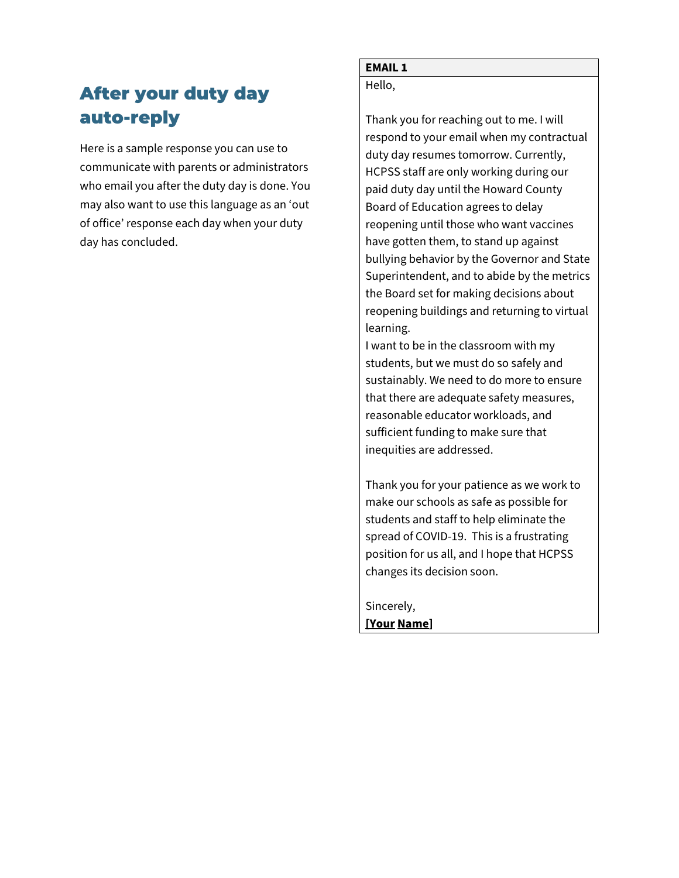## After your duty day auto-reply

Here is a sample response you can use to communicate with parents or administrators who email you after the duty day is done. You may also want to use this language as an 'out of office' response each day when your duty day has concluded.

| **EMAIL 1** |
| --- |
| Hello,<br><br>Thank you for reaching out to me. I will respond to your email when my contractual duty day resumes tomorrow. Currently, HCPSS staff are only working during our paid duty day until the Howard County Board of Education agrees to delay reopening until those who want vaccines have gotten them, to stand up against bullying behavior by the Governor and State Superintendent, and to abide by the metrics the Board set for making decisions about reopening buildings and returning to virtual learning.<br>I want to be in the classroom with my students, but we must do so safely and sustainably. We need to do more to ensure that there are adequate safety measures, reasonable educator workloads, and sufficient funding to make sure that inequities are addressed.<br><br>Thank you for your patience as we work to make our schools as safe as possible for students and staff to help eliminate the spread of COVID-19. This is a frustrating position for us all, and I hope that HCPSS changes its decision soon.<br><br>Sincerely,<br>**[Your Name]** |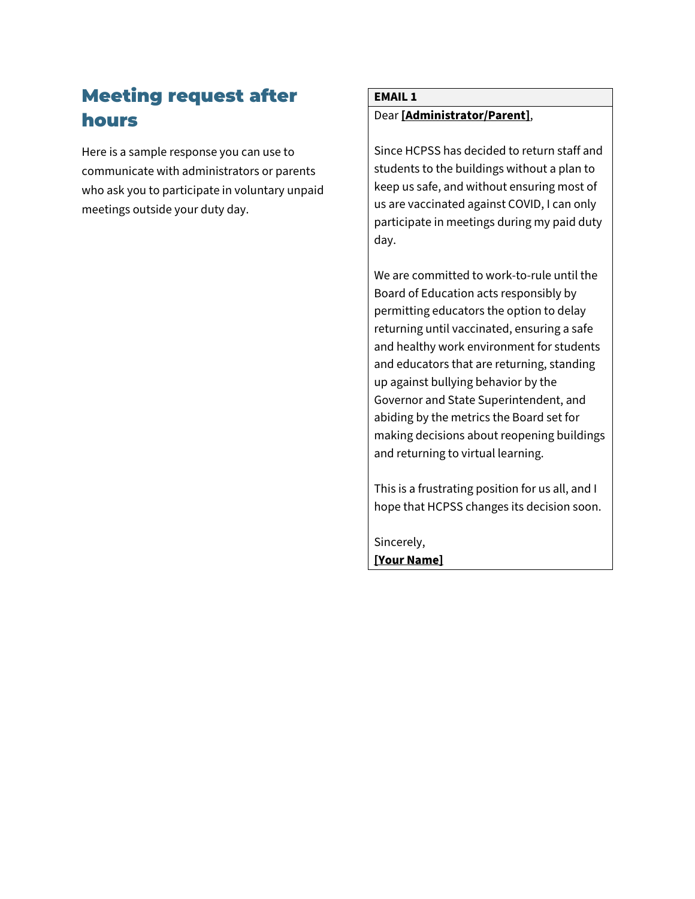## Meeting request after hours

Here is a sample response you can use to communicate with administrators or parents who ask you to participate in voluntary unpaid meetings outside your duty day.

| EMAIL 1 |
| --- |
| Dear **[Administrator/Parent]**,<br><br>Since HCPSS has decided to return staff and students to the buildings without a plan to keep us safe, and without ensuring most of us are vaccinated against COVID, I can only participate in meetings during my paid duty day.<br><br>We are committed to work-to-rule until the Board of Education acts responsibly by permitting educators the option to delay returning until vaccinated, ensuring a safe and healthy work environment for students and educators that are returning, standing up against bullying behavior by the Governor and State Superintendent, and abiding by the metrics the Board set for making decisions about reopening buildings and returning to virtual learning.<br><br>This is a frustrating position for us all, and I hope that HCPSS changes its decision soon.<br><br>Sincerely,<br>**[Your Name]** |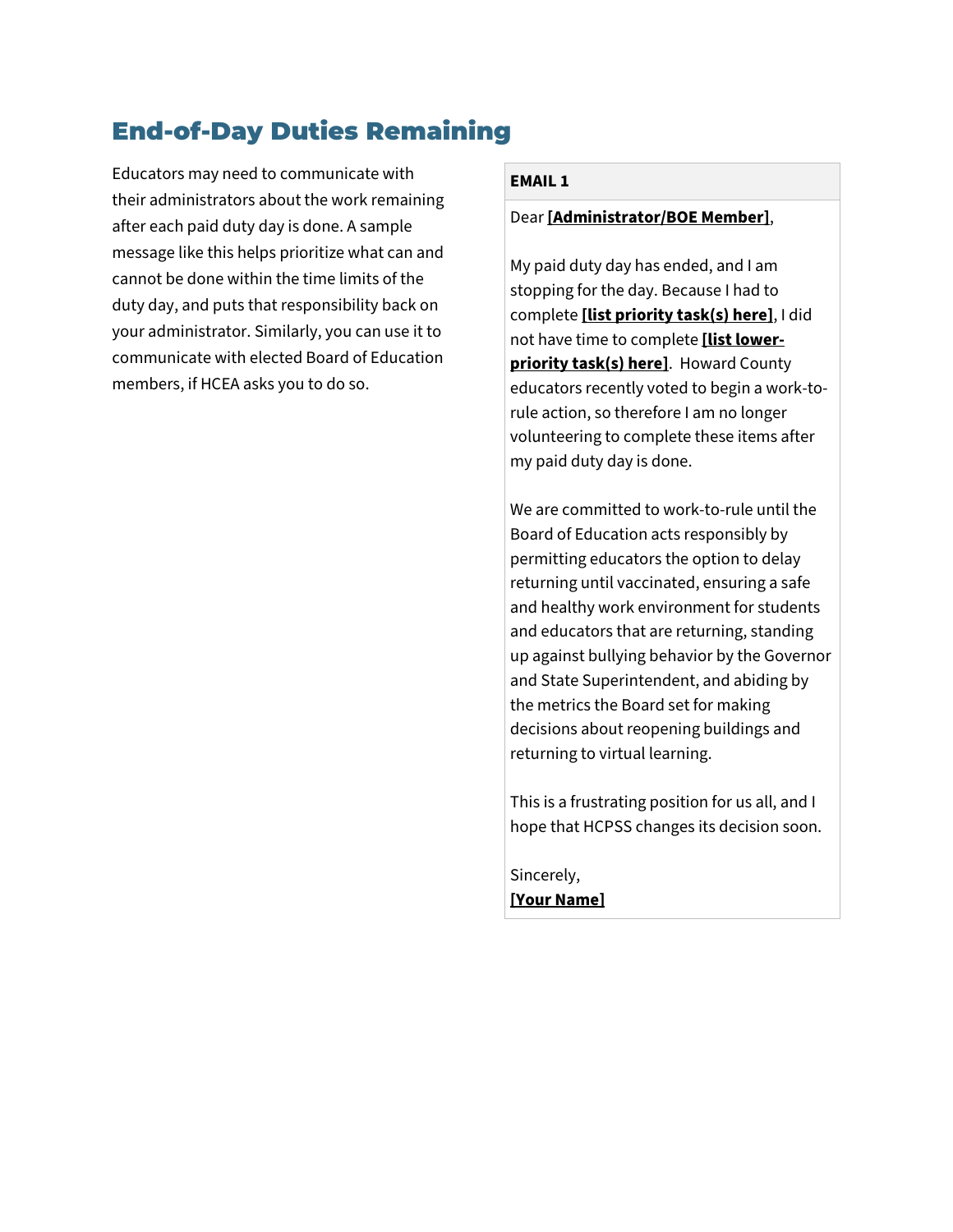## End-of-Day Duties Remaining

Educators may need to communicate with their administrators about the work remaining after each paid duty day is done. A sample message like this helps prioritize what can and cannot be done within the time limits of the duty day, and puts that responsibility back on your administrator. Similarly, you can use it to communicate with elected Board of Education members, if HCEA asks you to do so.

**EMAIL 1**

Dear **[Administrator/BOE Member]**,

My paid duty day has ended, and I am stopping for the day. Because I had to complete **[list priority task(s) here]**, I did not have time to complete **[list lower-priority task(s) here]**. Howard County educators recently voted to begin a work-to-rule action, so therefore I am no longer volunteering to complete these items after my paid duty day is done.

We are committed to work-to-rule until the Board of Education acts responsibly by permitting educators the option to delay returning until vaccinated, ensuring a safe and healthy work environment for students and educators that are returning, standing up against bullying behavior by the Governor and State Superintendent, and abiding by the metrics the Board set for making decisions about reopening buildings and returning to virtual learning.

This is a frustrating position for us all, and I hope that HCPSS changes its decision soon.

Sincerely,
**[Your Name]**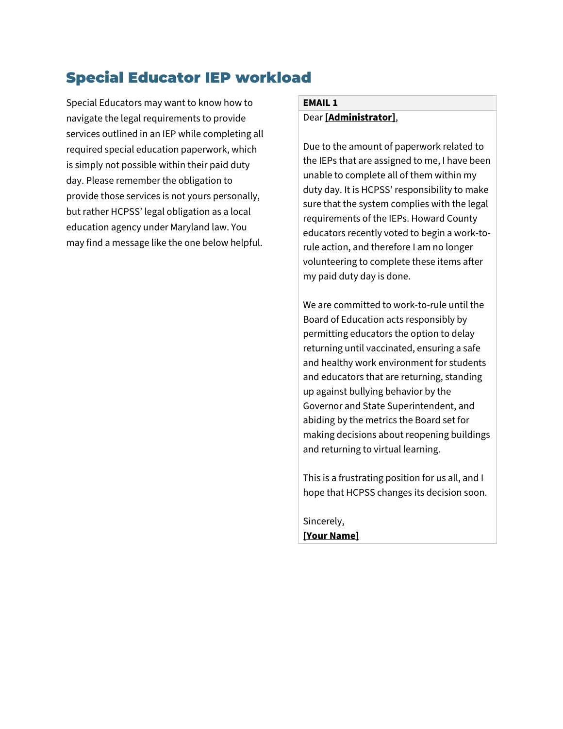# Special Educator IEP workload

Special Educators may want to know how to navigate the legal requirements to provide services outlined in an IEP while completing all required special education paperwork, which is simply not possible within their paid duty day. Please remember the obligation to provide those services is not yours personally, but rather HCPSS' legal obligation as a local education agency under Maryland law. You may find a message like the one below helpful.

| **EMAIL 1** |
| --- |
| Dear **[Administrator]**,<br><br>Due to the amount of paperwork related to the IEPs that are assigned to me, I have been unable to complete all of them within my duty day. It is HCPSS' responsibility to make sure that the system complies with the legal requirements of the IEPs. Howard County educators recently voted to begin a work-to-rule action, and therefore I am no longer volunteering to complete these items after my paid duty day is done.<br><br>We are committed to work-to-rule until the Board of Education acts responsibly by permitting educators the option to delay returning until vaccinated, ensuring a safe and healthy work environment for students and educators that are returning, standing up against bullying behavior by the Governor and State Superintendent, and abiding by the metrics the Board set for making decisions about reopening buildings and returning to virtual learning.<br><br>This is a frustrating position for us all, and I hope that HCPSS changes its decision soon.<br><br>Sincerely,<br>**[Your Name]** |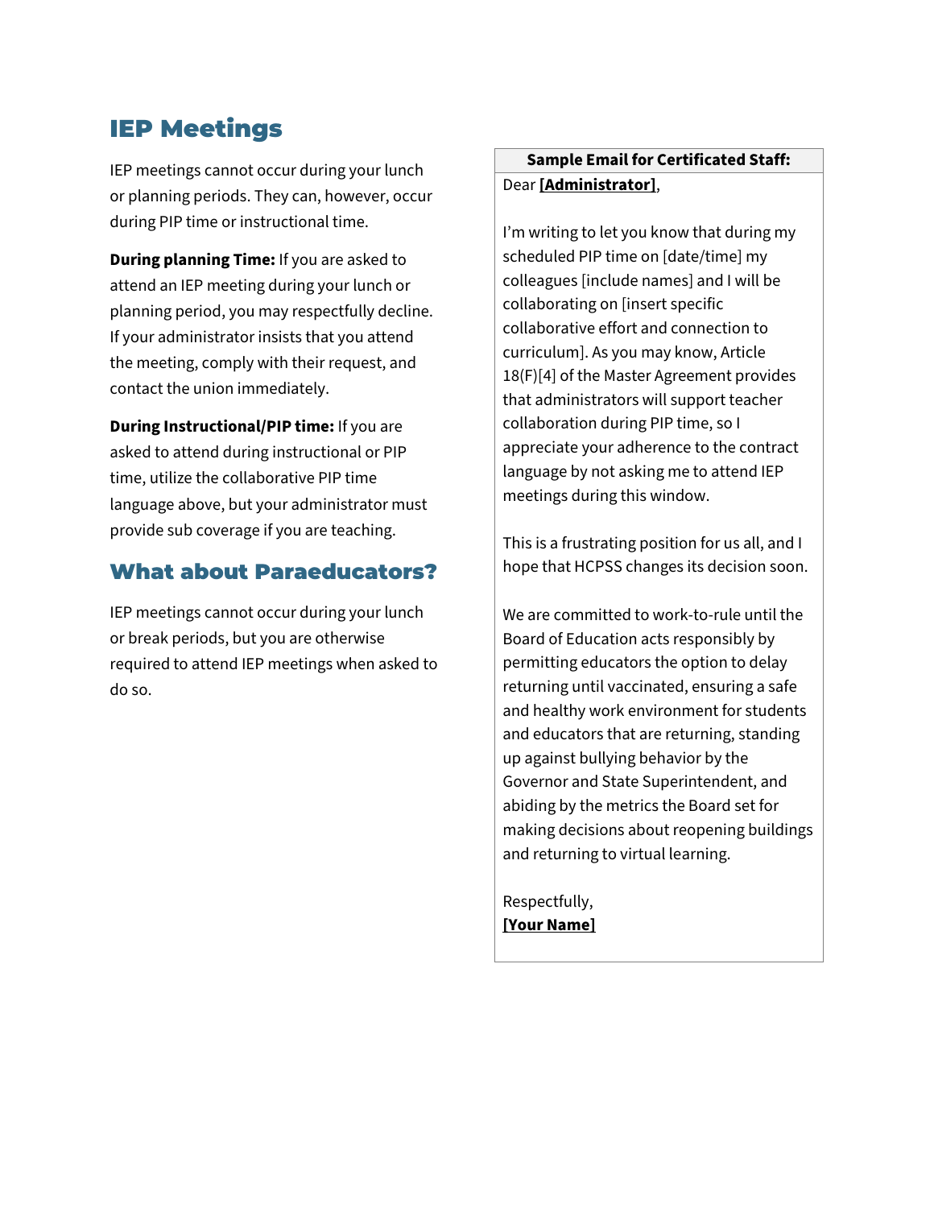## IEP Meetings

IEP meetings cannot occur during your lunch or planning periods. They can, however, occur during PIP time or instructional time.

**During planning Time:** If you are asked to attend an IEP meeting during your lunch or planning period, you may respectfully decline. If your administrator insists that you attend the meeting, comply with their request, and contact the union immediately.

**During Instructional/PIP time:** If you are asked to attend during instructional or PIP time, utilize the collaborative PIP time language above, but your administrator must provide sub coverage if you are teaching.

## What about Paraeducators?

IEP meetings cannot occur during your lunch or break periods, but you are otherwise required to attend IEP meetings when asked to do so.

| Sample Email for Certificated Staff: |
| --- |
| Dear **[Administrator]**,<br><br>I'm writing to let you know that during my scheduled PIP time on [date/time] my colleagues [include names] and I will be collaborating on [insert specific collaborative effort and connection to curriculum]. As you may know, Article 18(F)[4] of the Master Agreement provides that administrators will support teacher collaboration during PIP time, so I appreciate your adherence to the contract language by not asking me to attend IEP meetings during this window.<br><br>This is a frustrating position for us all, and I hope that HCPSS changes its decision soon.<br><br>We are committed to work-to-rule until the Board of Education acts responsibly by permitting educators the option to delay returning until vaccinated, ensuring a safe and healthy work environment for students and educators that are returning, standing up against bullying behavior by the Governor and State Superintendent, and abiding by the metrics the Board set for making decisions about reopening buildings and returning to virtual learning.<br><br>Respectfully,<br>**[Your Name]** |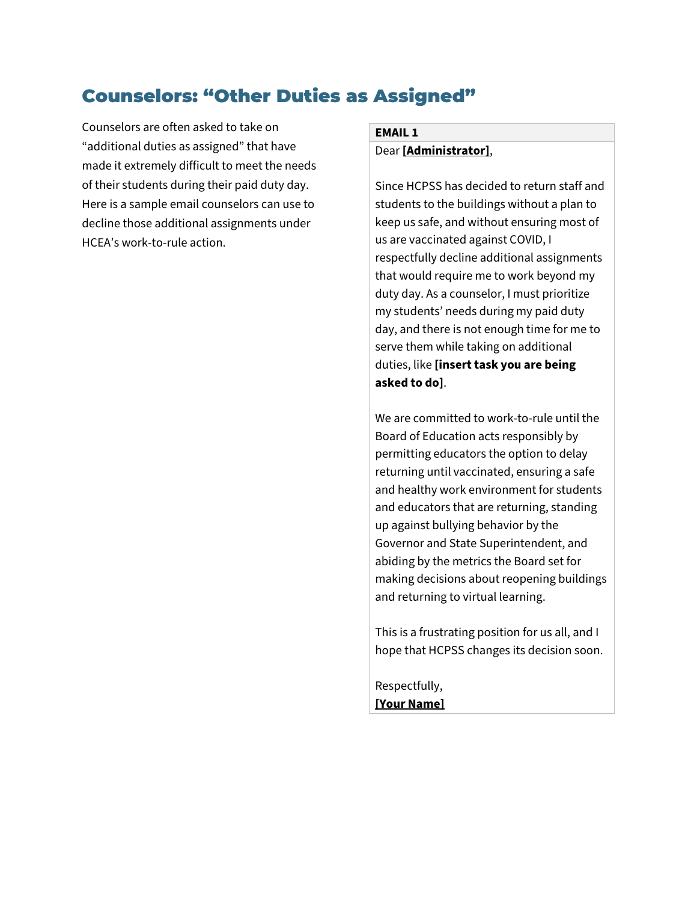# Counselors: "Other Duties as Assigned"

Counselors are often asked to take on "additional duties as assigned" that have made it extremely difficult to meet the needs of their students during their paid duty day. Here is a sample email counselors can use to decline those additional assignments under HCEA's work-to-rule action.

| **EMAIL 1** |
| --- |
| Dear **[Administrator]**,<br><br>Since HCPSS has decided to return staff and students to the buildings without a plan to keep us safe, and without ensuring most of us are vaccinated against COVID, I respectfully decline additional assignments that would require me to work beyond my duty day. As a counselor, I must prioritize my students' needs during my paid duty day, and there is not enough time for me to serve them while taking on additional duties, like **[insert task you are being asked to do]**.<br><br>We are committed to work-to-rule until the Board of Education acts responsibly by permitting educators the option to delay returning until vaccinated, ensuring a safe and healthy work environment for students and educators that are returning, standing up against bullying behavior by the Governor and State Superintendent, and abiding by the metrics the Board set for making decisions about reopening buildings and returning to virtual learning.<br><br>This is a frustrating position for us all, and I hope that HCPSS changes its decision soon.<br><br>Respectfully,<br>**[Your Name]** |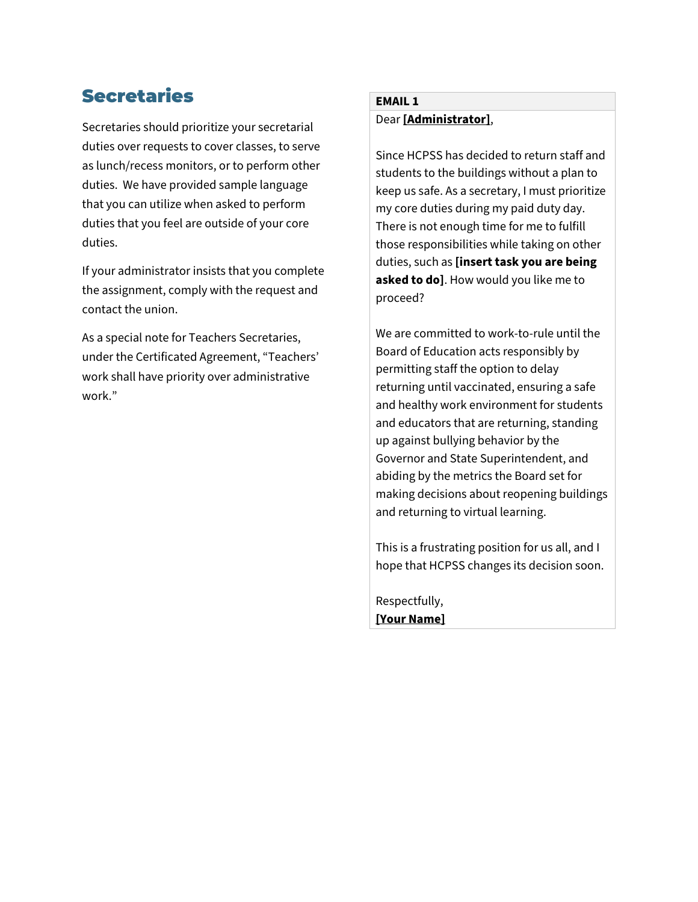## Secretaries

Secretaries should prioritize your secretarial duties over requests to cover classes, to serve as lunch/recess monitors, or to perform other duties. We have provided sample language that you can utilize when asked to perform duties that you feel are outside of your core duties.

If your administrator insists that you complete the assignment, comply with the request and contact the union.

As a special note for Teachers Secretaries, under the Certificated Agreement, "Teachers' work shall have priority over administrative work."

**EMAIL 1**

Dear **[Administrator]**,

Since HCPSS has decided to return staff and students to the buildings without a plan to keep us safe. As a secretary, I must prioritize my core duties during my paid duty day. There is not enough time for me to fulfill those responsibilities while taking on other duties, such as **[insert task you are being asked to do]**. How would you like me to proceed?

We are committed to work-to-rule until the Board of Education acts responsibly by permitting staff the option to delay returning until vaccinated, ensuring a safe and healthy work environment for students and educators that are returning, standing up against bullying behavior by the Governor and State Superintendent, and abiding by the metrics the Board set for making decisions about reopening buildings and returning to virtual learning.

This is a frustrating position for us all, and I hope that HCPSS changes its decision soon.

Respectfully,
**[Your Name]**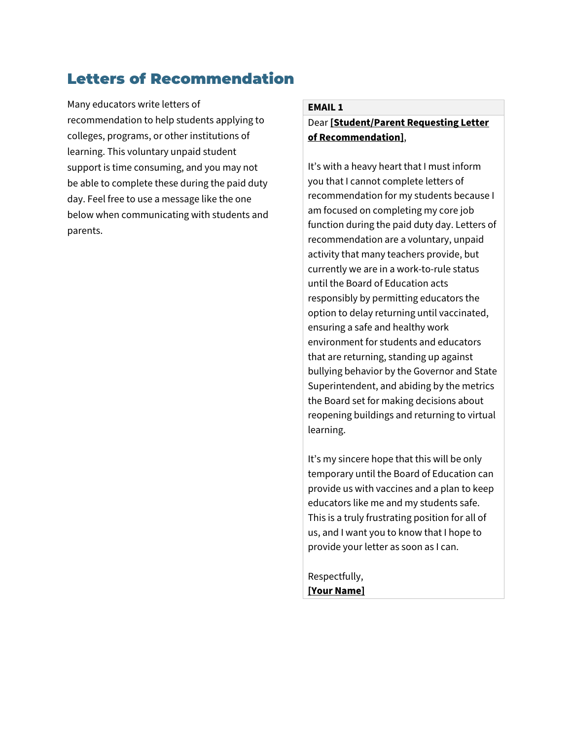## Letters of Recommendation

Many educators write letters of recommendation to help students applying to colleges, programs, or other institutions of learning. This voluntary unpaid student support is time consuming, and you may not be able to complete these during the paid duty day. Feel free to use a message like the one below when communicating with students and parents.

**EMAIL 1**

Dear **[Student/Parent Requesting Letter of Recommendation]**,

It's with a heavy heart that I must inform you that I cannot complete letters of recommendation for my students because I am focused on completing my core job function during the paid duty day. Letters of recommendation are a voluntary, unpaid activity that many teachers provide, but currently we are in a work-to-rule status until the Board of Education acts responsibly by permitting educators the option to delay returning until vaccinated, ensuring a safe and healthy work environment for students and educators that are returning, standing up against bullying behavior by the Governor and State Superintendent, and abiding by the metrics the Board set for making decisions about reopening buildings and returning to virtual learning.

It's my sincere hope that this will be only temporary until the Board of Education can provide us with vaccines and a plan to keep educators like me and my students safe. This is a truly frustrating position for all of us, and I want you to know that I hope to provide your letter as soon as I can.

Respectfully,
**[Your Name]**